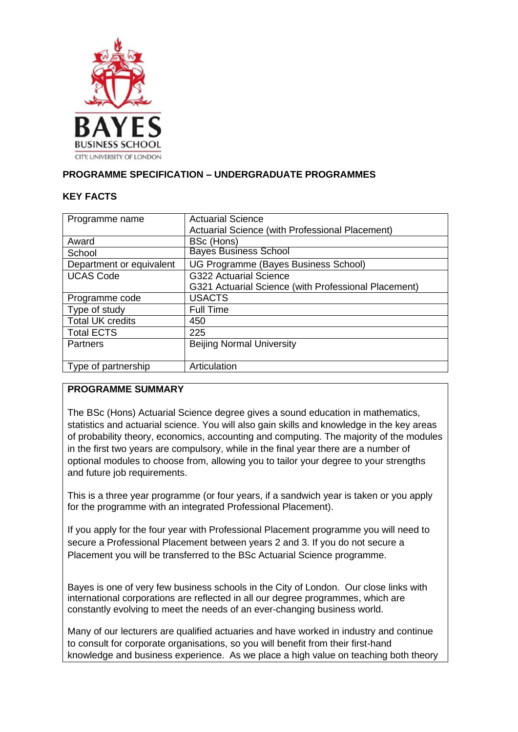## PROGRAMME SPECIFICATION – UNDERGRADUATE PROGRAMMES

### KEY FACTS

| Programme name | Actuarial Science<br>Actuarial Science (with Professional Placement) |
|---|---|
| Award | BSc (Hons) |
| School | Bayes Business School |
| Department or equivalent | UG Programme (Bayes Business School) |
| UCAS Code | G322 Actuarial Science<br>G321 Actuarial Science (with Professional Placement) |
| Programme code | USACTS |
| Type of study | Full Time |
| Total UK credits | 450 |
| Total ECTS | 225 |
| Partners | Beijing Normal University |
| Type of partnership | Articulation |

### PROGRAMME SUMMARY

The BSc (Hons) Actuarial Science degree gives a sound education in mathematics, statistics and actuarial science. You will also gain skills and knowledge in the key areas of probability theory, economics, accounting and computing. The majority of the modules in the first two years are compulsory, while in the final year there are a number of optional modules to choose from, allowing you to tailor your degree to your strengths and future job requirements.

This is a three year programme (or four years, if a sandwich year is taken or you apply for the programme with an integrated Professional Placement).

If you apply for the four year with Professional Placement programme you will need to secure a Professional Placement between years 2 and 3. If you do not secure a Placement you will be transferred to the BSc Actuarial Science programme.

Bayes is one of very few business schools in the City of London. Our close links with international corporations are reflected in all our degree programmes, which are constantly evolving to meet the needs of an ever-changing business world.

Many of our lecturers are qualified actuaries and have worked in industry and continue to consult for corporate organisations, so you will benefit from their first-hand knowledge and business experience. As we place a high value on teaching both theory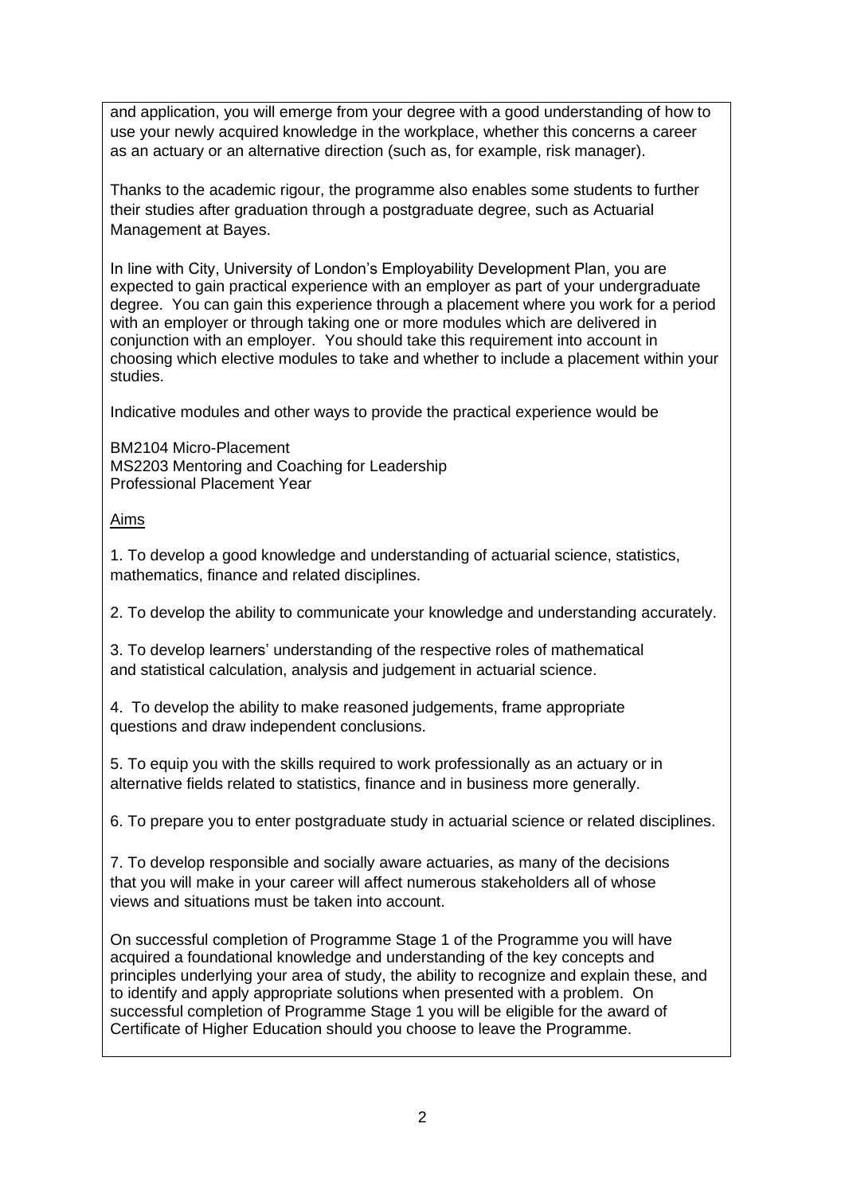and application, you will emerge from your degree with a good understanding of how to use your newly acquired knowledge in the workplace, whether this concerns a career as an actuary or an alternative direction (such as, for example, risk manager).

Thanks to the academic rigour, the programme also enables some students to further their studies after graduation through a postgraduate degree, such as Actuarial Management at Bayes.

In line with City, University of London's Employability Development Plan, you are expected to gain practical experience with an employer as part of your undergraduate degree. You can gain this experience through a placement where you work for a period with an employer or through taking one or more modules which are delivered in conjunction with an employer. You should take this requirement into account in choosing which elective modules to take and whether to include a placement within your studies.

Indicative modules and other ways to provide the practical experience would be

BM2104 Micro-Placement
MS2203 Mentoring and Coaching for Leadership
Professional Placement Year

Aims

1. To develop a good knowledge and understanding of actuarial science, statistics, mathematics, finance and related disciplines.

2. To develop the ability to communicate your knowledge and understanding accurately.

3. To develop learners' understanding of the respective roles of mathematical and statistical calculation, analysis and judgement in actuarial science.

4. To develop the ability to make reasoned judgements, frame appropriate questions and draw independent conclusions.

5. To equip you with the skills required to work professionally as an actuary or in alternative fields related to statistics, finance and in business more generally.

6. To prepare you to enter postgraduate study in actuarial science or related disciplines.

7. To develop responsible and socially aware actuaries, as many of the decisions that you will make in your career will affect numerous stakeholders all of whose views and situations must be taken into account.

On successful completion of Programme Stage 1 of the Programme you will have acquired a foundational knowledge and understanding of the key concepts and principles underlying your area of study, the ability to recognize and explain these, and to identify and apply appropriate solutions when presented with a problem. On successful completion of Programme Stage 1 you will be eligible for the award of Certificate of Higher Education should you choose to leave the Programme.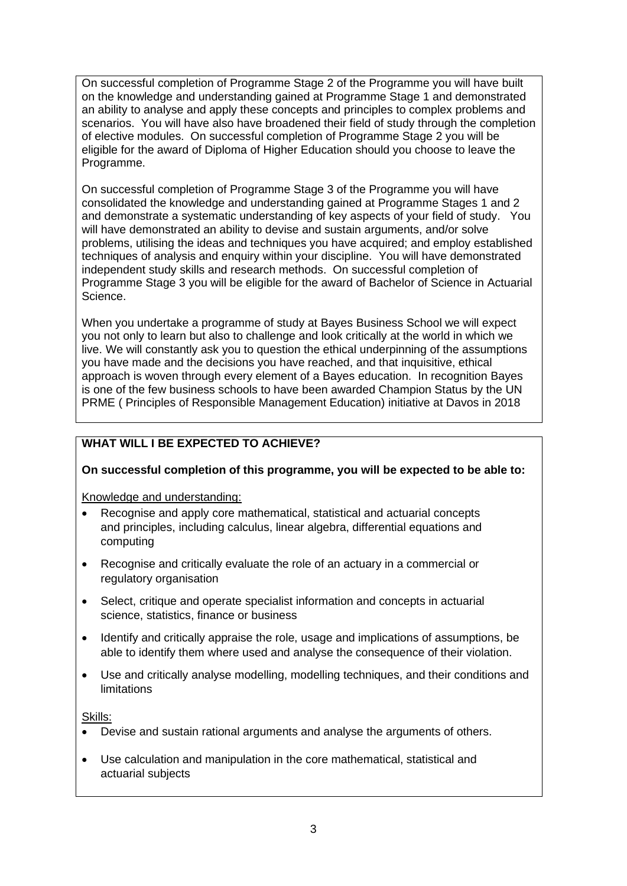On successful completion of Programme Stage 2 of the Programme you will have built on the knowledge and understanding gained at Programme Stage 1 and demonstrated an ability to analyse and apply these concepts and principles to complex problems and scenarios. You will have also have broadened their field of study through the completion of elective modules. On successful completion of Programme Stage 2 you will be eligible for the award of Diploma of Higher Education should you choose to leave the Programme.

On successful completion of Programme Stage 3 of the Programme you will have consolidated the knowledge and understanding gained at Programme Stages 1 and 2 and demonstrate a systematic understanding of key aspects of your field of study. You will have demonstrated an ability to devise and sustain arguments, and/or solve problems, utilising the ideas and techniques you have acquired; and employ established techniques of analysis and enquiry within your discipline. You will have demonstrated independent study skills and research methods. On successful completion of Programme Stage 3 you will be eligible for the award of Bachelor of Science in Actuarial Science.

When you undertake a programme of study at Bayes Business School we will expect you not only to learn but also to challenge and look critically at the world in which we live. We will constantly ask you to question the ethical underpinning of the assumptions you have made and the decisions you have reached, and that inquisitive, ethical approach is woven through every element of a Bayes education. In recognition Bayes is one of the few business schools to have been awarded Champion Status by the UN PRME ( Principles of Responsible Management Education) initiative at Davos in 2018

## WHAT WILL I BE EXPECTED TO ACHIEVE?

**On successful completion of this programme, you will be expected to be able to:**

Knowledge and understanding:

- Recognise and apply core mathematical, statistical and actuarial concepts and principles, including calculus, linear algebra, differential equations and computing
- Recognise and critically evaluate the role of an actuary in a commercial or regulatory organisation
- Select, critique and operate specialist information and concepts in actuarial science, statistics, finance or business
- Identify and critically appraise the role, usage and implications of assumptions, be able to identify them where used and analyse the consequence of their violation.
- Use and critically analyse modelling, modelling techniques, and their conditions and limitations

Skills:

- Devise and sustain rational arguments and analyse the arguments of others.
- Use calculation and manipulation in the core mathematical, statistical and actuarial subjects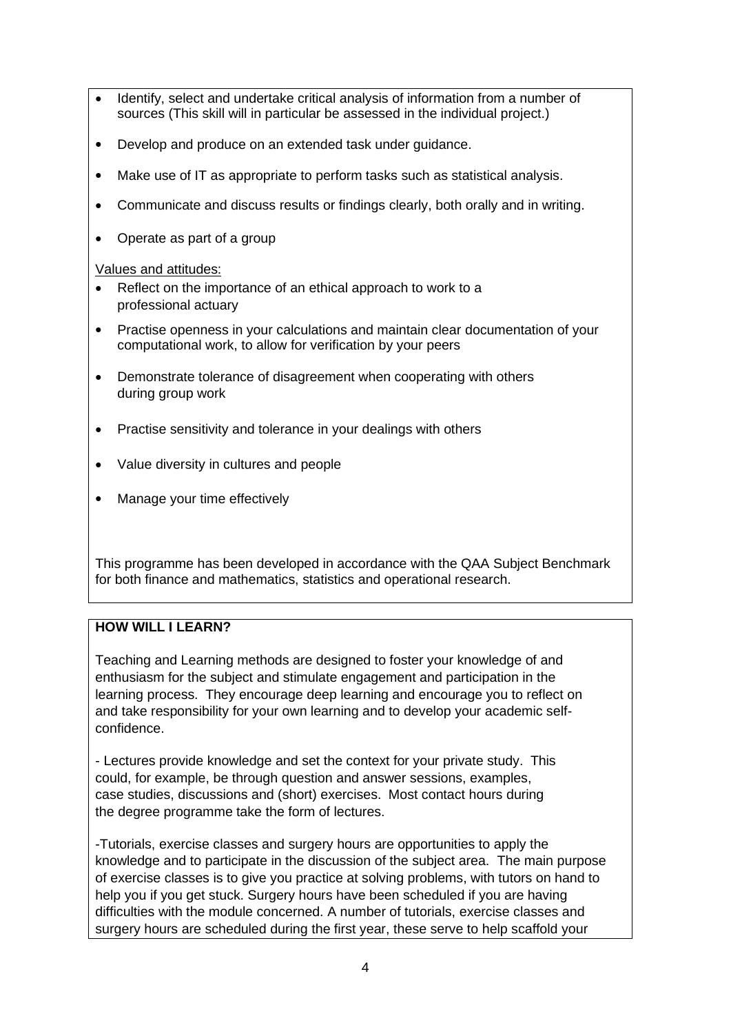- Identify, select and undertake critical analysis of information from a number of sources (This skill will in particular be assessed in the individual project.)
- Develop and produce on an extended task under guidance.
- Make use of IT as appropriate to perform tasks such as statistical analysis.
- Communicate and discuss results or findings clearly, both orally and in writing.
- Operate as part of a group

Values and attitudes:

- Reflect on the importance of an ethical approach to work to a professional actuary
- Practise openness in your calculations and maintain clear documentation of your computational work, to allow for verification by your peers
- Demonstrate tolerance of disagreement when cooperating with others during group work
- Practise sensitivity and tolerance in your dealings with others
- Value diversity in cultures and people
- Manage your time effectively

This programme has been developed in accordance with the QAA Subject Benchmark for both finance and mathematics, statistics and operational research.

**HOW WILL I LEARN?**

Teaching and Learning methods are designed to foster your knowledge of and enthusiasm for the subject and stimulate engagement and participation in the learning process. They encourage deep learning and encourage you to reflect on and take responsibility for your own learning and to develop your academic self-confidence.

- Lectures provide knowledge and set the context for your private study. This could, for example, be through question and answer sessions, examples, case studies, discussions and (short) exercises. Most contact hours during the degree programme take the form of lectures.

-Tutorials, exercise classes and surgery hours are opportunities to apply the knowledge and to participate in the discussion of the subject area. The main purpose of exercise classes is to give you practice at solving problems, with tutors on hand to help you if you get stuck. Surgery hours have been scheduled if you are having difficulties with the module concerned. A number of tutorials, exercise classes and surgery hours are scheduled during the first year, these serve to help scaffold your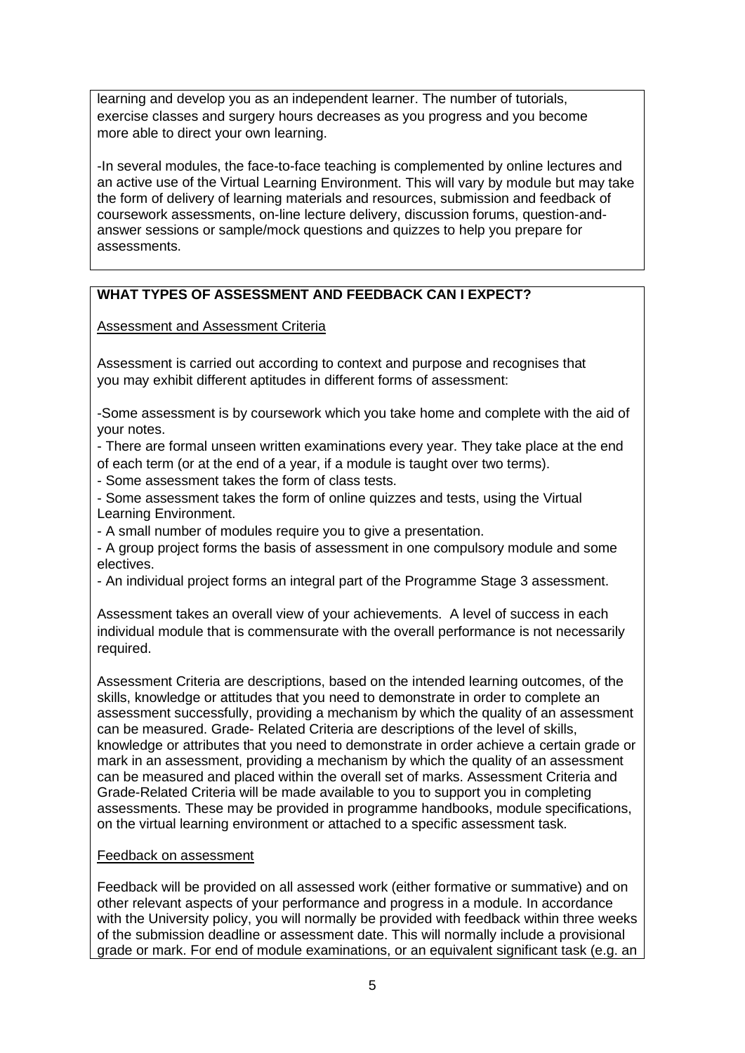learning and develop you as an independent learner. The number of tutorials, exercise classes and surgery hours decreases as you progress and you become more able to direct your own learning.

-In several modules, the face-to-face teaching is complemented by online lectures and an active use of the Virtual Learning Environment. This will vary by module but may take the form of delivery of learning materials and resources, submission and feedback of coursework assessments, on-line lecture delivery, discussion forums, question-and-answer sessions or sample/mock questions and quizzes to help you prepare for assessments.

**WHAT TYPES OF ASSESSMENT AND FEEDBACK CAN I EXPECT?**

Assessment and Assessment Criteria

Assessment is carried out according to context and purpose and recognises that you may exhibit different aptitudes in different forms of assessment:

-Some assessment is by coursework which you take home and complete with the aid of your notes.
- There are formal unseen written examinations every year. They take place at the end of each term (or at the end of a year, if a module is taught over two terms).
- Some assessment takes the form of class tests.
- Some assessment takes the form of online quizzes and tests, using the Virtual Learning Environment.
- A small number of modules require you to give a presentation.
- A group project forms the basis of assessment in one compulsory module and some electives.
- An individual project forms an integral part of the Programme Stage 3 assessment.

Assessment takes an overall view of your achievements. A level of success in each individual module that is commensurate with the overall performance is not necessarily required.

Assessment Criteria are descriptions, based on the intended learning outcomes, of the skills, knowledge or attitudes that you need to demonstrate in order to complete an assessment successfully, providing a mechanism by which the quality of an assessment can be measured. Grade- Related Criteria are descriptions of the level of skills, knowledge or attributes that you need to demonstrate in order achieve a certain grade or mark in an assessment, providing a mechanism by which the quality of an assessment can be measured and placed within the overall set of marks. Assessment Criteria and Grade-Related Criteria will be made available to you to support you in completing assessments. These may be provided in programme handbooks, module specifications, on the virtual learning environment or attached to a specific assessment task.

Feedback on assessment

Feedback will be provided on all assessed work (either formative or summative) and on other relevant aspects of your performance and progress in a module. In accordance with the University policy, you will normally be provided with feedback within three weeks of the submission deadline or assessment date. This will normally include a provisional grade or mark. For end of module examinations, or an equivalent significant task (e.g. an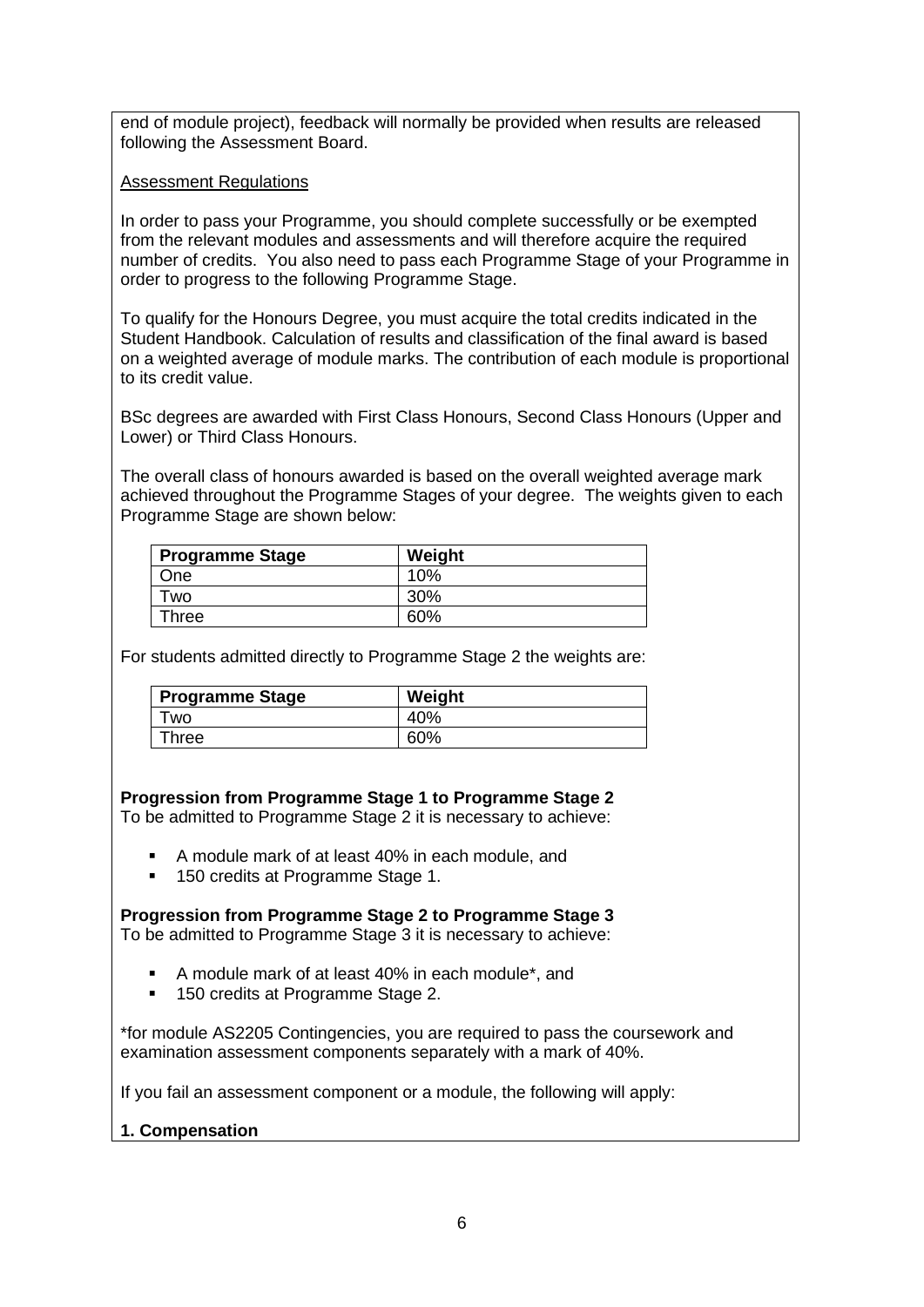end of module project), feedback will normally be provided when results are released following the Assessment Board.

Assessment Regulations

In order to pass your Programme, you should complete successfully or be exempted from the relevant modules and assessments and will therefore acquire the required number of credits. You also need to pass each Programme Stage of your Programme in order to progress to the following Programme Stage.

To qualify for the Honours Degree, you must acquire the total credits indicated in the Student Handbook. Calculation of results and classification of the final award is based on a weighted average of module marks. The contribution of each module is proportional to its credit value.

BSc degrees are awarded with First Class Honours, Second Class Honours (Upper and Lower) or Third Class Honours.

The overall class of honours awarded is based on the overall weighted average mark achieved throughout the Programme Stages of your degree. The weights given to each Programme Stage are shown below:

| Programme Stage | Weight |
|---|---|
| One | 10% |
| Two | 30% |
| Three | 60% |

For students admitted directly to Programme Stage 2 the weights are:

| Programme Stage | Weight |
|---|---|
| Two | 40% |
| Three | 60% |

**Progression from Programme Stage 1 to Programme Stage 2**
To be admitted to Programme Stage 2 it is necessary to achieve:

- A module mark of at least 40% in each module, and
- 150 credits at Programme Stage 1.

**Progression from Programme Stage 2 to Programme Stage 3**
To be admitted to Programme Stage 3 it is necessary to achieve:

- A module mark of at least 40% in each module*, and
- 150 credits at Programme Stage 2.

*for module AS2205 Contingencies, you are required to pass the coursework and examination assessment components separately with a mark of 40%.

If you fail an assessment component or a module, the following will apply:

**1. Compensation**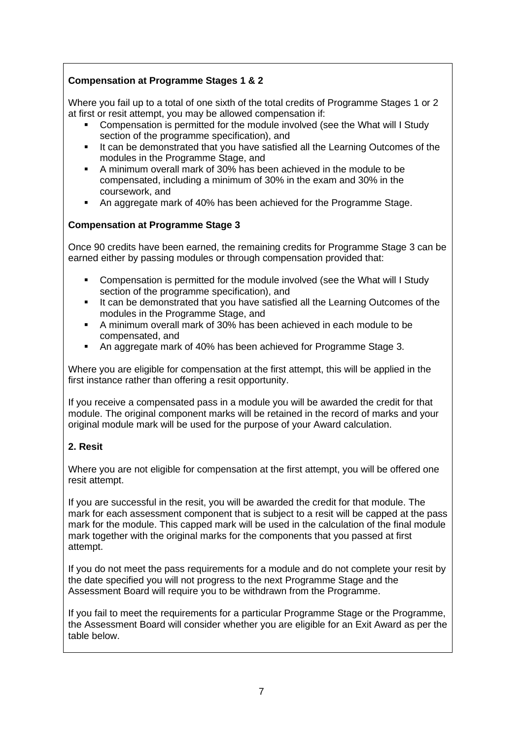### Compensation at Programme Stages 1 & 2

Where you fail up to a total of one sixth of the total credits of Programme Stages 1 or 2 at first or resit attempt, you may be allowed compensation if:

- Compensation is permitted for the module involved (see the What will I Study section of the programme specification), and
- It can be demonstrated that you have satisfied all the Learning Outcomes of the modules in the Programme Stage, and
- A minimum overall mark of 30% has been achieved in the module to be compensated, including a minimum of 30% in the exam and 30% in the coursework, and
- An aggregate mark of 40% has been achieved for the Programme Stage.

### Compensation at Programme Stage 3

Once 90 credits have been earned, the remaining credits for Programme Stage 3 can be earned either by passing modules or through compensation provided that:

- Compensation is permitted for the module involved (see the What will I Study section of the programme specification), and
- It can be demonstrated that you have satisfied all the Learning Outcomes of the modules in the Programme Stage, and
- A minimum overall mark of 30% has been achieved in each module to be compensated, and
- An aggregate mark of 40% has been achieved for Programme Stage 3.

Where you are eligible for compensation at the first attempt, this will be applied in the first instance rather than offering a resit opportunity.

If you receive a compensated pass in a module you will be awarded the credit for that module. The original component marks will be retained in the record of marks and your original module mark will be used for the purpose of your Award calculation.

### 2. Resit

Where you are not eligible for compensation at the first attempt, you will be offered one resit attempt.

If you are successful in the resit, you will be awarded the credit for that module. The mark for each assessment component that is subject to a resit will be capped at the pass mark for the module. This capped mark will be used in the calculation of the final module mark together with the original marks for the components that you passed at first attempt.

If you do not meet the pass requirements for a module and do not complete your resit by the date specified you will not progress to the next Programme Stage and the Assessment Board will require you to be withdrawn from the Programme.

If you fail to meet the requirements for a particular Programme Stage or the Programme, the Assessment Board will consider whether you are eligible for an Exit Award as per the table below.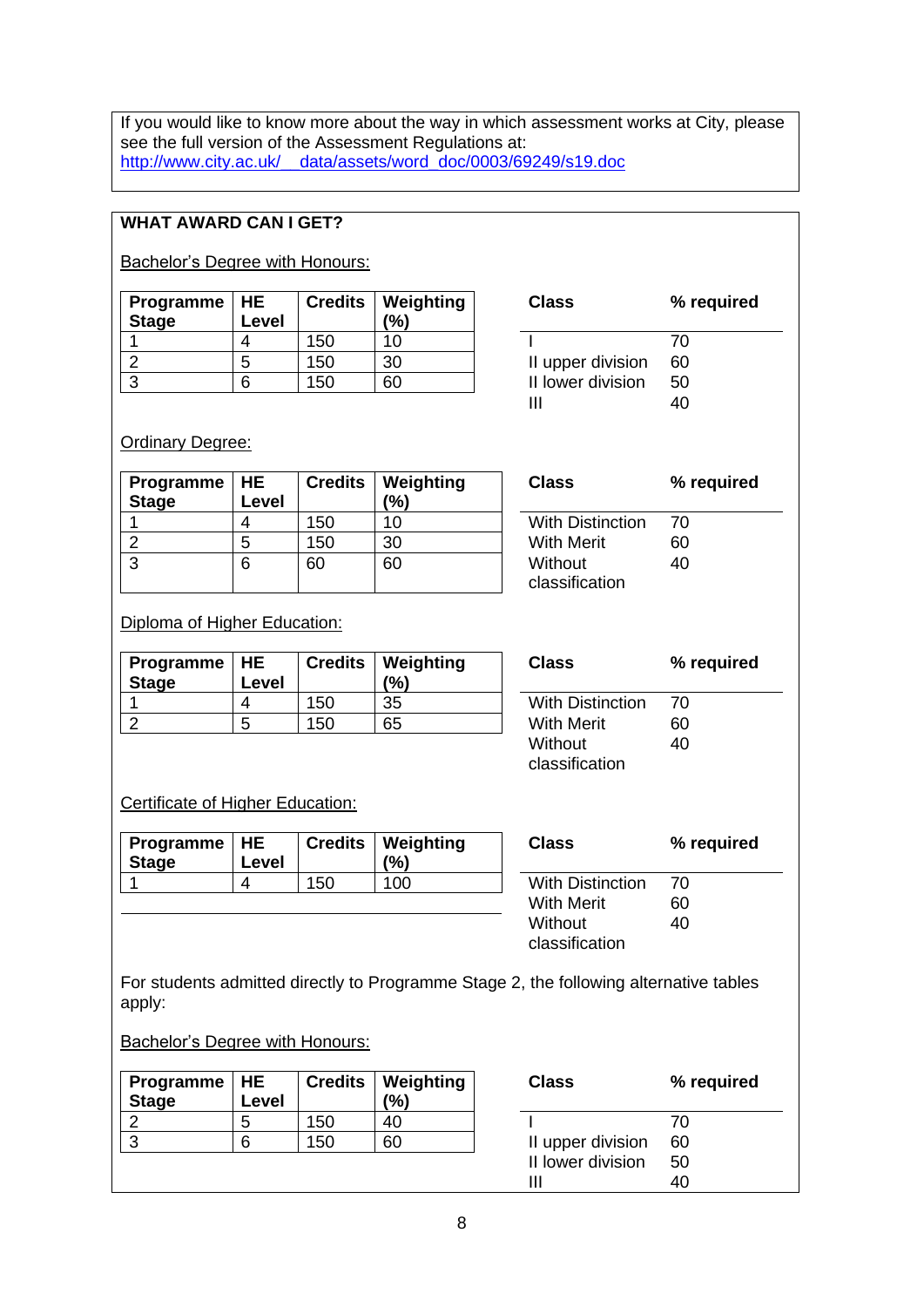If you would like to know more about the way in which assessment works at City, please see the full version of the Assessment Regulations at: http://www.city.ac.uk/__data/assets/word_doc/0003/69249/s19.doc

**WHAT AWARD CAN I GET?**

Bachelor's Degree with Honours:

| Programme Stage | HE Level | Credits | Weighting (%) |
|---|---|---|---|
| 1 | 4 | 150 | 10 |
| 2 | 5 | 150 | 30 |
| 3 | 6 | 150 | 60 |

| Class | % required |
|---|---|
| I | 70 |
| II upper division | 60 |
| II lower division | 50 |
| III | 40 |

Ordinary Degree:

| Programme Stage | HE Level | Credits | Weighting (%) |
|---|---|---|---|
| 1 | 4 | 150 | 10 |
| 2 | 5 | 150 | 30 |
| 3 | 6 | 60 | 60 |

| Class | % required |
|---|---|
| With Distinction | 70 |
| With Merit | 60 |
| Without classification | 40 |

Diploma of Higher Education:

| Programme Stage | HE Level | Credits | Weighting (%) |
|---|---|---|---|
| 1 | 4 | 150 | 35 |
| 2 | 5 | 150 | 65 |

| Class | % required |
|---|---|
| With Distinction | 70 |
| With Merit | 60 |
| Without classification | 40 |

Certificate of Higher Education:

| Programme Stage | HE Level | Credits | Weighting (%) |
|---|---|---|---|
| 1 | 4 | 150 | 100 |

| Class | % required |
|---|---|
| With Distinction | 70 |
| With Merit | 60 |
| Without classification | 40 |

For students admitted directly to Programme Stage 2, the following alternative tables apply:

Bachelor's Degree with Honours:

| Programme Stage | HE Level | Credits | Weighting (%) |
|---|---|---|---|
| 2 | 5 | 150 | 40 |
| 3 | 6 | 150 | 60 |

| Class | % required |
|---|---|
| I | 70 |
| II upper division | 60 |
| II lower division | 50 |
| III | 40 |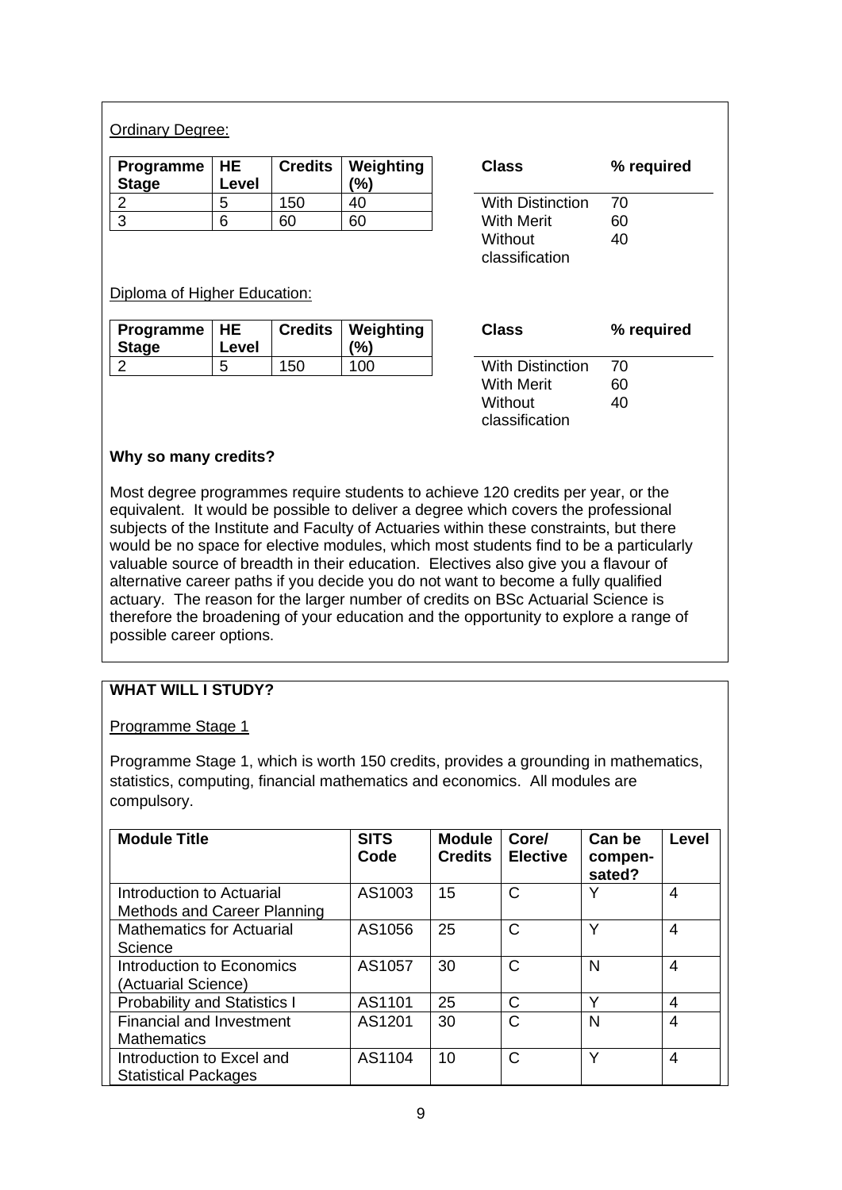Ordinary Degree:

| Programme Stage | HE Level | Credits | Weighting (%) |
| --- | --- | --- | --- |
| 2 | 5 | 150 | 40 |
| 3 | 6 | 60 | 60 |

| Class | % required |
| --- | --- |
| With Distinction | 70 |
| With Merit | 60 |
| Without classification | 40 |

Diploma of Higher Education:

| Programme Stage | HE Level | Credits | Weighting (%) |
| --- | --- | --- | --- |
| 2 | 5 | 150 | 100 |

| Class | % required |
| --- | --- |
| With Distinction | 70 |
| With Merit | 60 |
| Without classification | 40 |

**Why so many credits?**

Most degree programmes require students to achieve 120 credits per year, or the equivalent. It would be possible to deliver a degree which covers the professional subjects of the Institute and Faculty of Actuaries within these constraints, but there would be no space for elective modules, which most students find to be a particularly valuable source of breadth in their education. Electives also give you a flavour of alternative career paths if you decide you do not want to become a fully qualified actuary. The reason for the larger number of credits on BSc Actuarial Science is therefore the broadening of your education and the opportunity to explore a range of possible career options.

**WHAT WILL I STUDY?**

Programme Stage 1

Programme Stage 1, which is worth 150 credits, provides a grounding in mathematics, statistics, computing, financial mathematics and economics. All modules are compulsory.

| Module Title | SITS Code | Module Credits | Core/ Elective | Can be compen-sated? | Level |
| --- | --- | --- | --- | --- | --- |
| Introduction to Actuarial Methods and Career Planning | AS1003 | 15 | C | Y | 4 |
| Mathematics for Actuarial Science | AS1056 | 25 | C | Y | 4 |
| Introduction to Economics (Actuarial Science) | AS1057 | 30 | C | N | 4 |
| Probability and Statistics I | AS1101 | 25 | C | Y | 4 |
| Financial and Investment Mathematics | AS1201 | 30 | C | N | 4 |
| Introduction to Excel and Statistical Packages | AS1104 | 10 | C | Y | 4 |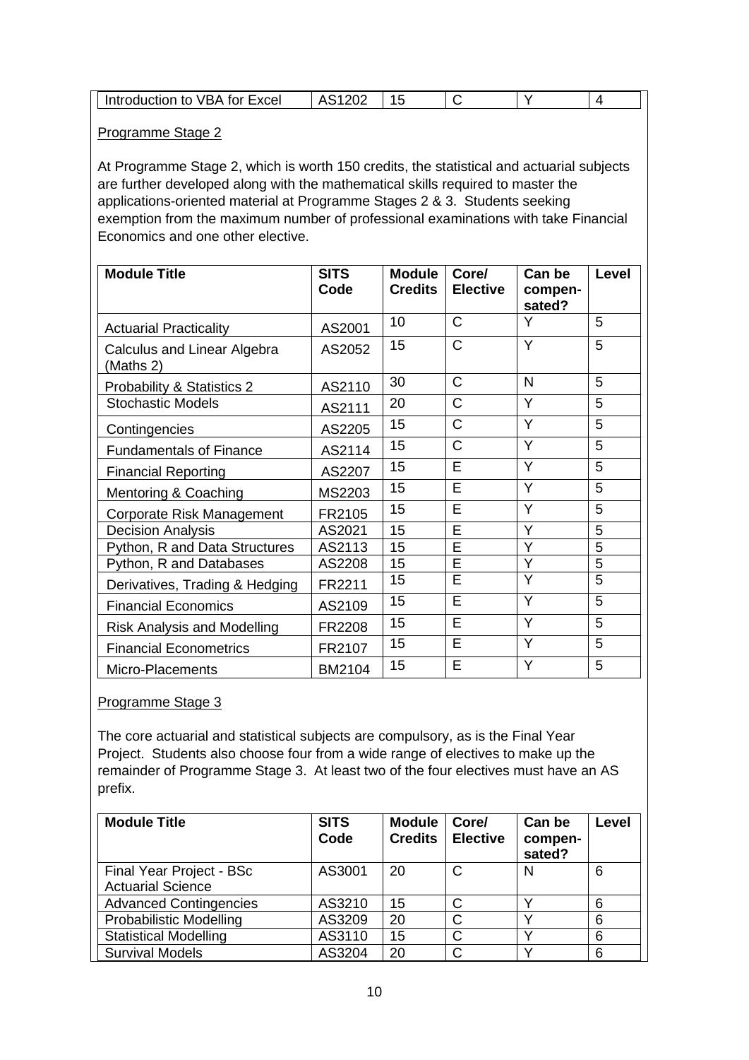| Introduction to VBA for Excel | AS1202 | 15 | C | Y | 4 |
|---|---|---|---|---|---|

Programme Stage 2

At Programme Stage 2, which is worth 150 credits, the statistical and actuarial subjects are further developed along with the mathematical skills required to master the applications-oriented material at Programme Stages 2 & 3. Students seeking exemption from the maximum number of professional examinations with take Financial Economics and one other elective.

| Module Title | SITS Code | Module Credits | Core/ Elective | Can be compen-sated? | Level |
|---|---|---|---|---|---|
| Actuarial Practicality | AS2001 | 10 | C | Y | 5 |
| Calculus and Linear Algebra (Maths 2) | AS2052 | 15 | C | Y | 5 |
| Probability & Statistics 2 | AS2110 | 30 | C | N | 5 |
| Stochastic Models | AS2111 | 20 | C | Y | 5 |
| Contingencies | AS2205 | 15 | C | Y | 5 |
| Fundamentals of Finance | AS2114 | 15 | C | Y | 5 |
| Financial Reporting | AS2207 | 15 | E | Y | 5 |
| Mentoring & Coaching | MS2203 | 15 | E | Y | 5 |
| Corporate Risk Management | FR2105 | 15 | E | Y | 5 |
| Decision Analysis | AS2021 | 15 | E | Y | 5 |
| Python, R and Data Structures | AS2113 | 15 | E | Y | 5 |
| Python, R and Databases | AS2208 | 15 | E | Y | 5 |
| Derivatives, Trading & Hedging | FR2211 | 15 | E | Y | 5 |
| Financial Economics | AS2109 | 15 | E | Y | 5 |
| Risk Analysis and Modelling | FR2208 | 15 | E | Y | 5 |
| Financial Econometrics | FR2107 | 15 | E | Y | 5 |
| Micro-Placements | BM2104 | 15 | E | Y | 5 |

Programme Stage 3

The core actuarial and statistical subjects are compulsory, as is the Final Year Project. Students also choose four from a wide range of electives to make up the remainder of Programme Stage 3. At least two of the four electives must have an AS prefix.

| Module Title | SITS Code | Module Credits | Core/ Elective | Can be compen-sated? | Level |
|---|---|---|---|---|---|
| Final Year Project - BSc Actuarial Science | AS3001 | 20 | C | N | 6 |
| Advanced Contingencies | AS3210 | 15 | C | Y | 6 |
| Probabilistic Modelling | AS3209 | 20 | C | Y | 6 |
| Statistical Modelling | AS3110 | 15 | C | Y | 6 |
| Survival Models | AS3204 | 20 | C | Y | 6 |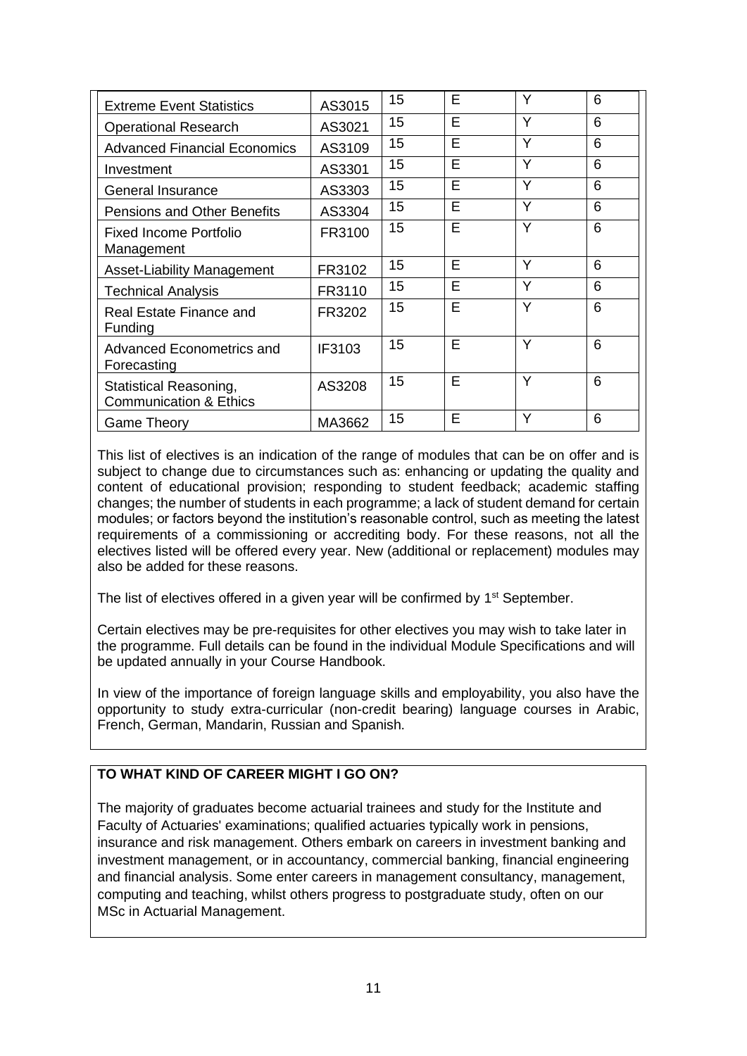| | | | | | |
|---|---|---|---|---|---|
| Extreme Event Statistics | AS3015 | 15 | E | Y | 6 |
| Operational Research | AS3021 | 15 | E | Y | 6 |
| Advanced Financial Economics | AS3109 | 15 | E | Y | 6 |
| Investment | AS3301 | 15 | E | Y | 6 |
| General Insurance | AS3303 | 15 | E | Y | 6 |
| Pensions and Other Benefits | AS3304 | 15 | E | Y | 6 |
| Fixed Income Portfolio Management | FR3100 | 15 | E | Y | 6 |
| Asset-Liability Management | FR3102 | 15 | E | Y | 6 |
| Technical Analysis | FR3110 | 15 | E | Y | 6 |
| Real Estate Finance and Funding | FR3202 | 15 | E | Y | 6 |
| Advanced Econometrics and Forecasting | IF3103 | 15 | E | Y | 6 |
| Statistical Reasoning, Communication & Ethics | AS3208 | 15 | E | Y | 6 |
| Game Theory | MA3662 | 15 | E | Y | 6 |

This list of electives is an indication of the range of modules that can be on offer and is subject to change due to circumstances such as: enhancing or updating the quality and content of educational provision; responding to student feedback; academic staffing changes; the number of students in each programme; a lack of student demand for certain modules; or factors beyond the institution's reasonable control, such as meeting the latest requirements of a commissioning or accrediting body. For these reasons, not all the electives listed will be offered every year. New (additional or replacement) modules may also be added for these reasons.

The list of electives offered in a given year will be confirmed by 1st September.

Certain electives may be pre-requisites for other electives you may wish to take later in the programme. Full details can be found in the individual Module Specifications and will be updated annually in your Course Handbook.

In view of the importance of foreign language skills and employability, you also have the opportunity to study extra-curricular (non-credit bearing) language courses in Arabic, French, German, Mandarin, Russian and Spanish.

**TO WHAT KIND OF CAREER MIGHT I GO ON?**

The majority of graduates become actuarial trainees and study for the Institute and Faculty of Actuaries' examinations; qualified actuaries typically work in pensions, insurance and risk management. Others embark on careers in investment banking and investment management, or in accountancy, commercial banking, financial engineering and financial analysis. Some enter careers in management consultancy, management, computing and teaching, whilst others progress to postgraduate study, often on our MSc in Actuarial Management.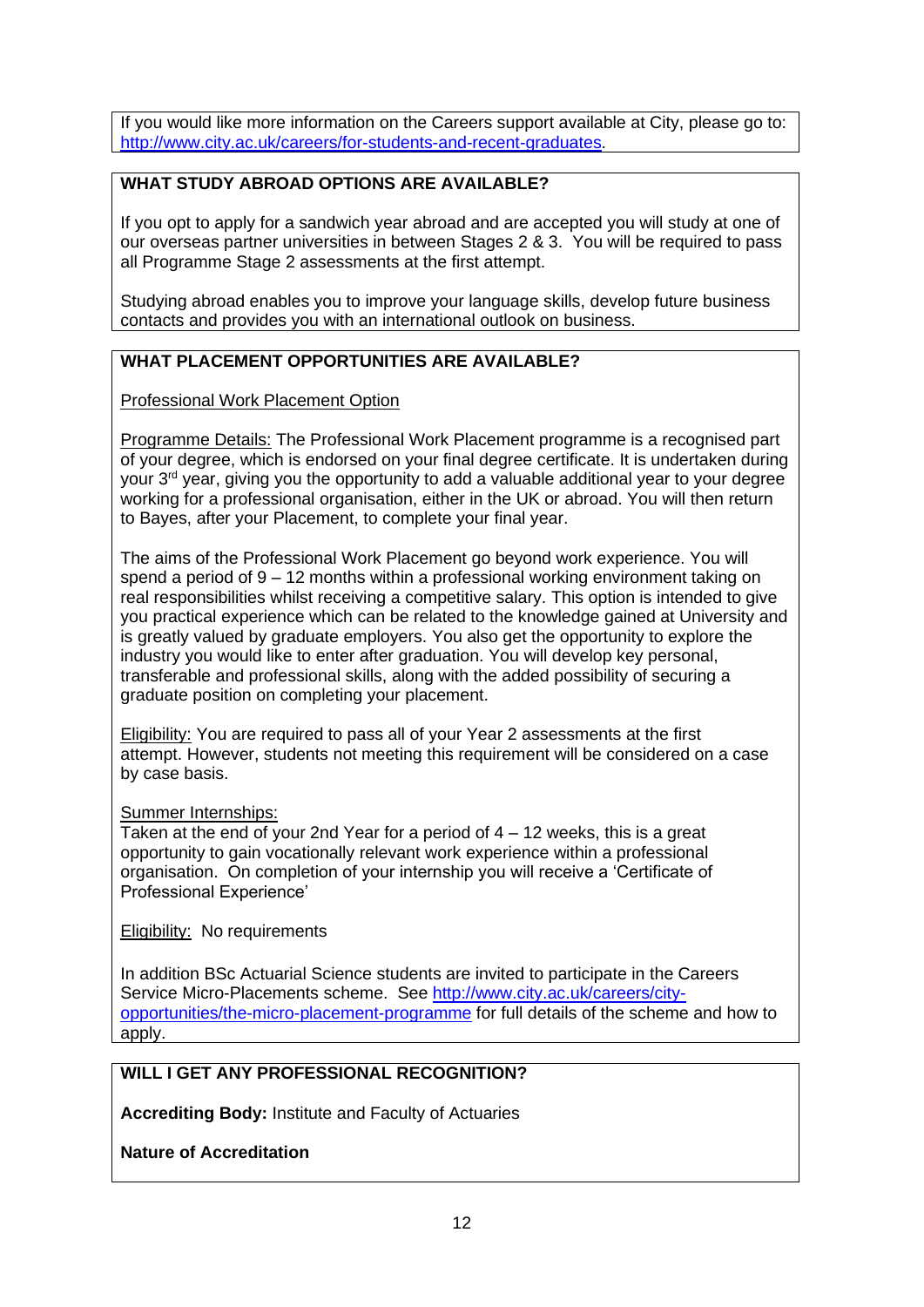If you would like more information on the Careers support available at City, please go to: http://www.city.ac.uk/careers/for-students-and-recent-graduates.

**WHAT STUDY ABROAD OPTIONS ARE AVAILABLE?**

If you opt to apply for a sandwich year abroad and are accepted you will study at one of our overseas partner universities in between Stages 2 & 3. You will be required to pass all Programme Stage 2 assessments at the first attempt.

Studying abroad enables you to improve your language skills, develop future business contacts and provides you with an international outlook on business.

**WHAT PLACEMENT OPPORTUNITIES ARE AVAILABLE?**

Professional Work Placement Option

Programme Details: The Professional Work Placement programme is a recognised part of your degree, which is endorsed on your final degree certificate. It is undertaken during your 3rd year, giving you the opportunity to add a valuable additional year to your degree working for a professional organisation, either in the UK or abroad. You will then return to Bayes, after your Placement, to complete your final year.

The aims of the Professional Work Placement go beyond work experience. You will spend a period of 9 – 12 months within a professional working environment taking on real responsibilities whilst receiving a competitive salary. This option is intended to give you practical experience which can be related to the knowledge gained at University and is greatly valued by graduate employers. You also get the opportunity to explore the industry you would like to enter after graduation. You will develop key personal, transferable and professional skills, along with the added possibility of securing a graduate position on completing your placement.

Eligibility: You are required to pass all of your Year 2 assessments at the first attempt. However, students not meeting this requirement will be considered on a case by case basis.

Summer Internships:
Taken at the end of your 2nd Year for a period of 4 – 12 weeks, this is a great opportunity to gain vocationally relevant work experience within a professional organisation. On completion of your internship you will receive a 'Certificate of Professional Experience'

Eligibility: No requirements

In addition BSc Actuarial Science students are invited to participate in the Careers Service Micro-Placements scheme. See http://www.city.ac.uk/careers/city-opportunities/the-micro-placement-programme for full details of the scheme and how to apply.

**WILL I GET ANY PROFESSIONAL RECOGNITION?**

**Accrediting Body:** Institute and Faculty of Actuaries

**Nature of Accreditation**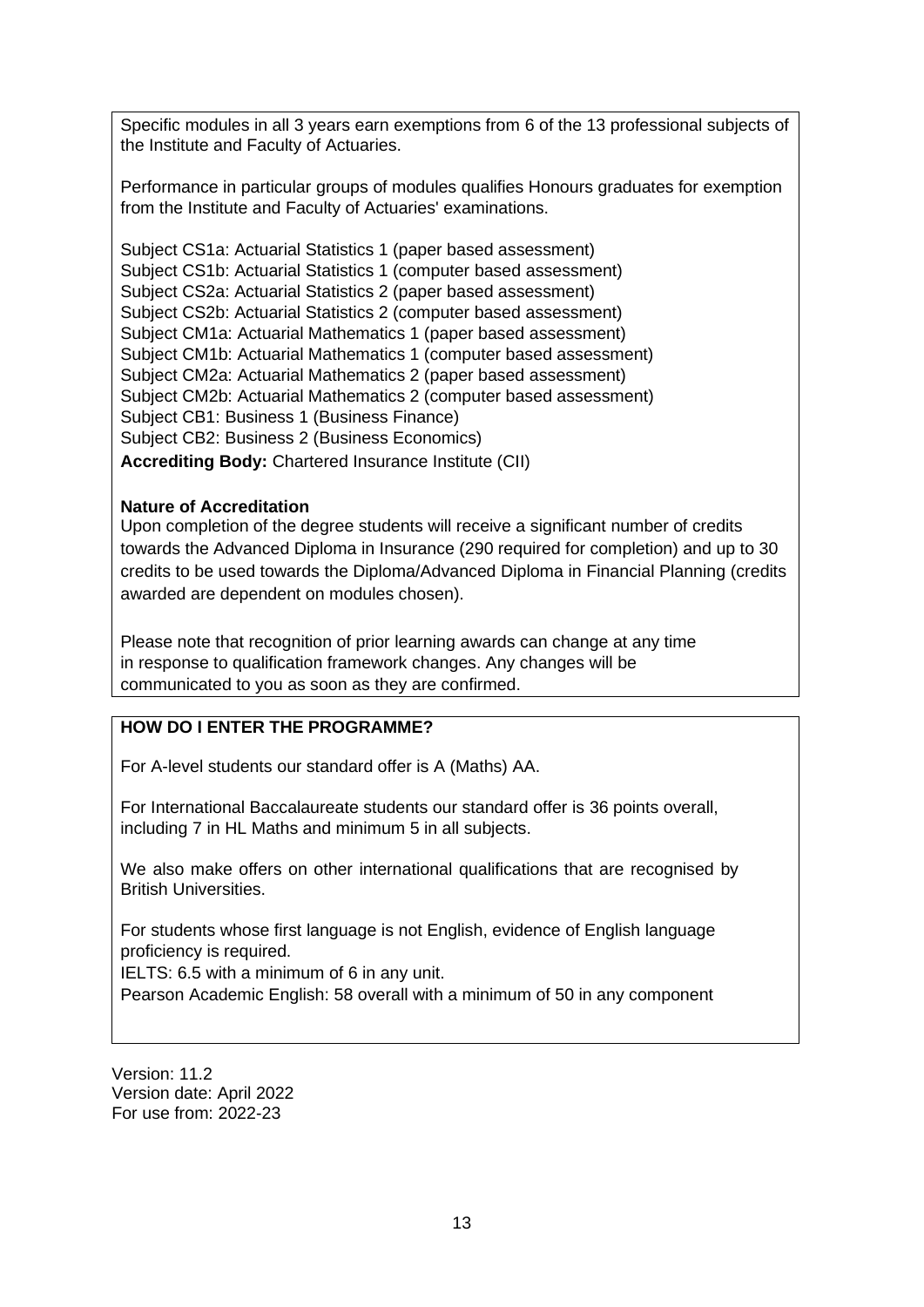Specific modules in all 3 years earn exemptions from 6 of the 13 professional subjects of the Institute and Faculty of Actuaries.

Performance in particular groups of modules qualifies Honours graduates for exemption from the Institute and Faculty of Actuaries' examinations.

Subject CS1a: Actuarial Statistics 1 (paper based assessment)
Subject CS1b: Actuarial Statistics 1 (computer based assessment)
Subject CS2a: Actuarial Statistics 2 (paper based assessment)
Subject CS2b: Actuarial Statistics 2 (computer based assessment)
Subject CM1a: Actuarial Mathematics 1 (paper based assessment)
Subject CM1b: Actuarial Mathematics 1 (computer based assessment)
Subject CM2a: Actuarial Mathematics 2 (paper based assessment)
Subject CM2b: Actuarial Mathematics 2 (computer based assessment)
Subject CB1: Business 1 (Business Finance)
Subject CB2: Business 2 (Business Economics)

**Accrediting Body:** Chartered Insurance Institute (CII)

**Nature of Accreditation**

Upon completion of the degree students will receive a significant number of credits towards the Advanced Diploma in Insurance (290 required for completion) and up to 30 credits to be used towards the Diploma/Advanced Diploma in Financial Planning (credits awarded are dependent on modules chosen).

Please note that recognition of prior learning awards can change at any time in response to qualification framework changes. Any changes will be communicated to you as soon as they are confirmed.

**HOW DO I ENTER THE PROGRAMME?**

For A-level students our standard offer is A (Maths) AA.

For International Baccalaureate students our standard offer is 36 points overall, including 7 in HL Maths and minimum 5 in all subjects.

We also make offers on other international qualifications that are recognised by British Universities.

For students whose first language is not English, evidence of English language proficiency is required.
IELTS: 6.5 with a minimum of 6 in any unit.
Pearson Academic English: 58 overall with a minimum of 50 in any component

Version: 11.2
Version date: April 2022
For use from: 2022-23